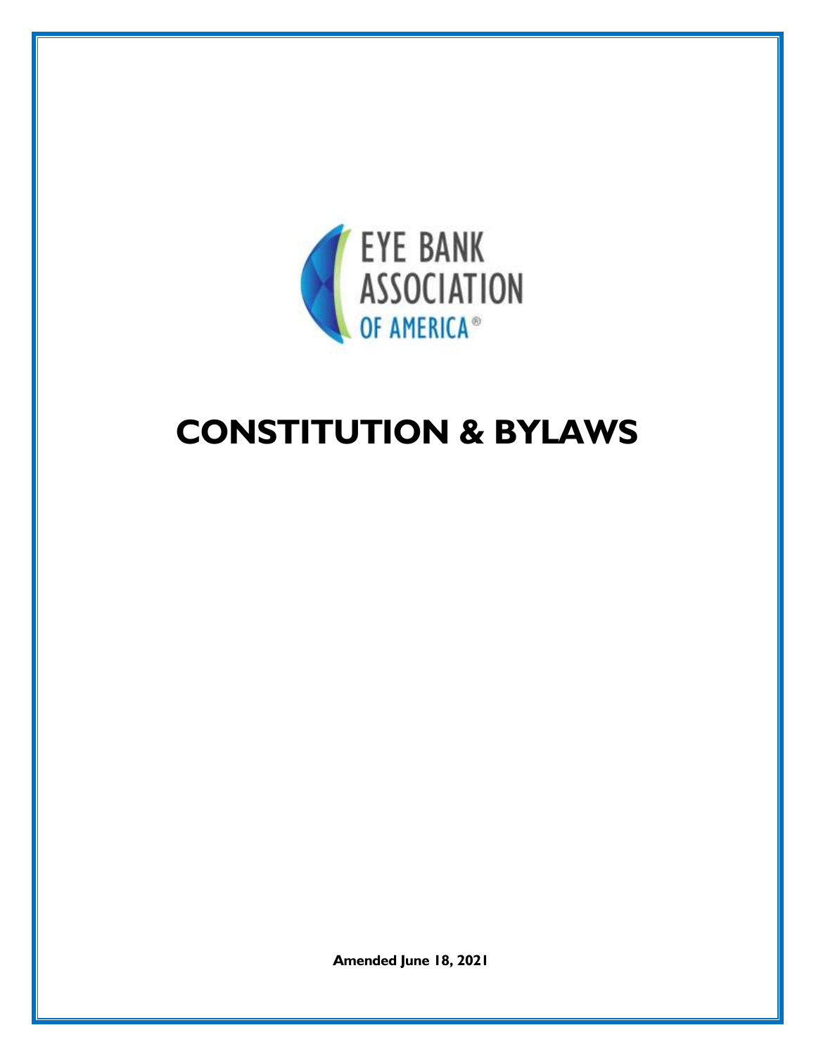EYE BANK ASSOCIATION OF AMERICA®

# CONSTITUTION & BYLAWS

**Amended June 18, 2021**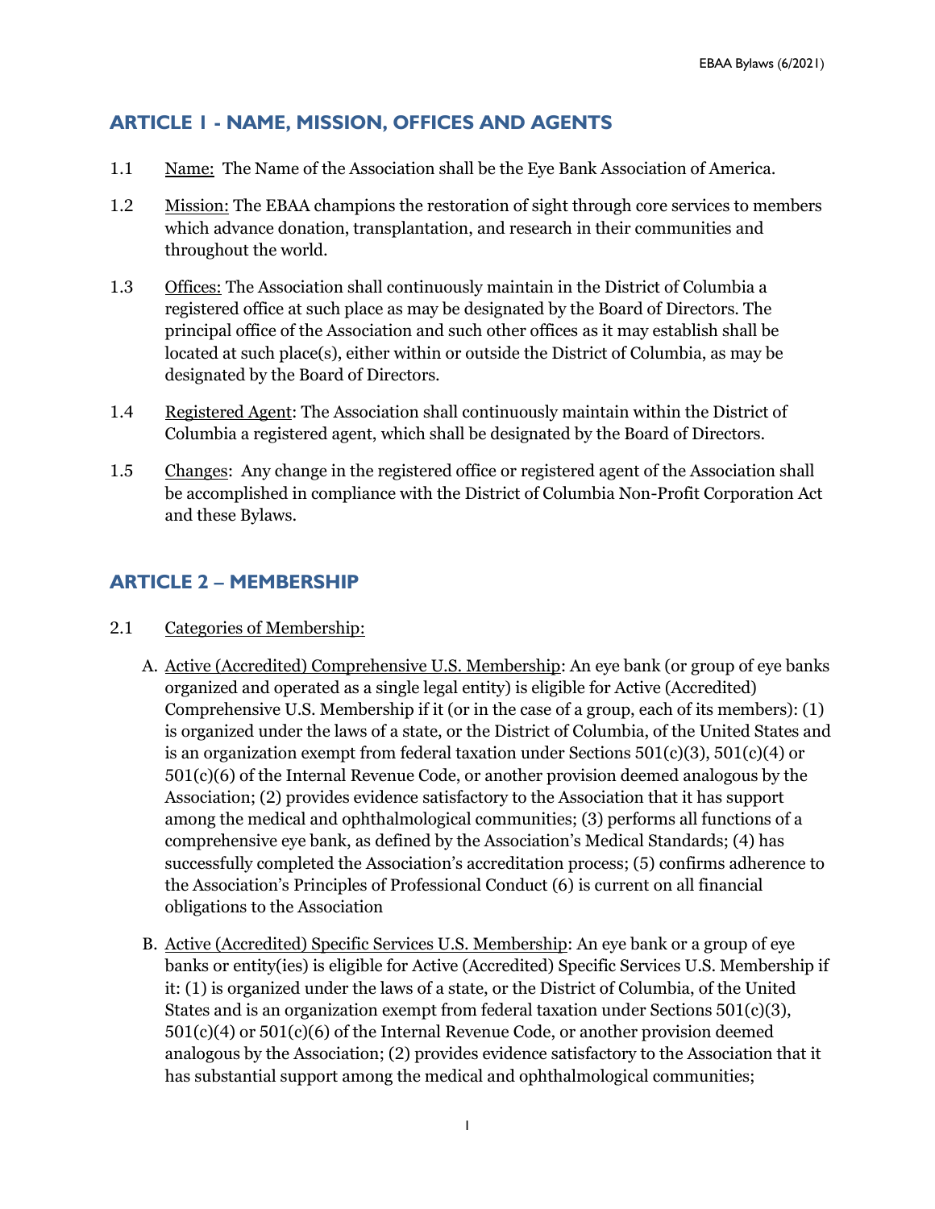## ARTICLE 1 - NAME, MISSION, OFFICES AND AGENTS

1.1 Name: The Name of the Association shall be the Eye Bank Association of America.

1.2 Mission: The EBAA champions the restoration of sight through core services to members which advance donation, transplantation, and research in their communities and throughout the world.

1.3 Offices: The Association shall continuously maintain in the District of Columbia a registered office at such place as may be designated by the Board of Directors. The principal office of the Association and such other offices as it may establish shall be located at such place(s), either within or outside the District of Columbia, as may be designated by the Board of Directors.

1.4 Registered Agent: The Association shall continuously maintain within the District of Columbia a registered agent, which shall be designated by the Board of Directors.

1.5 Changes: Any change in the registered office or registered agent of the Association shall be accomplished in compliance with the District of Columbia Non-Profit Corporation Act and these Bylaws.

## ARTICLE 2 – MEMBERSHIP

2.1 Categories of Membership:

A. Active (Accredited) Comprehensive U.S. Membership: An eye bank (or group of eye banks organized and operated as a single legal entity) is eligible for Active (Accredited) Comprehensive U.S. Membership if it (or in the case of a group, each of its members): (1) is organized under the laws of a state, or the District of Columbia, of the United States and is an organization exempt from federal taxation under Sections 501(c)(3), 501(c)(4) or 501(c)(6) of the Internal Revenue Code, or another provision deemed analogous by the Association; (2) provides evidence satisfactory to the Association that it has support among the medical and ophthalmological communities; (3) performs all functions of a comprehensive eye bank, as defined by the Association's Medical Standards; (4) has successfully completed the Association's accreditation process; (5) confirms adherence to the Association's Principles of Professional Conduct (6) is current on all financial obligations to the Association

B. Active (Accredited) Specific Services U.S. Membership: An eye bank or a group of eye banks or entity(ies) is eligible for Active (Accredited) Specific Services U.S. Membership if it: (1) is organized under the laws of a state, or the District of Columbia, of the United States and is an organization exempt from federal taxation under Sections 501(c)(3), 501(c)(4) or 501(c)(6) of the Internal Revenue Code, or another provision deemed analogous by the Association; (2) provides evidence satisfactory to the Association that it has substantial support among the medical and ophthalmological communities;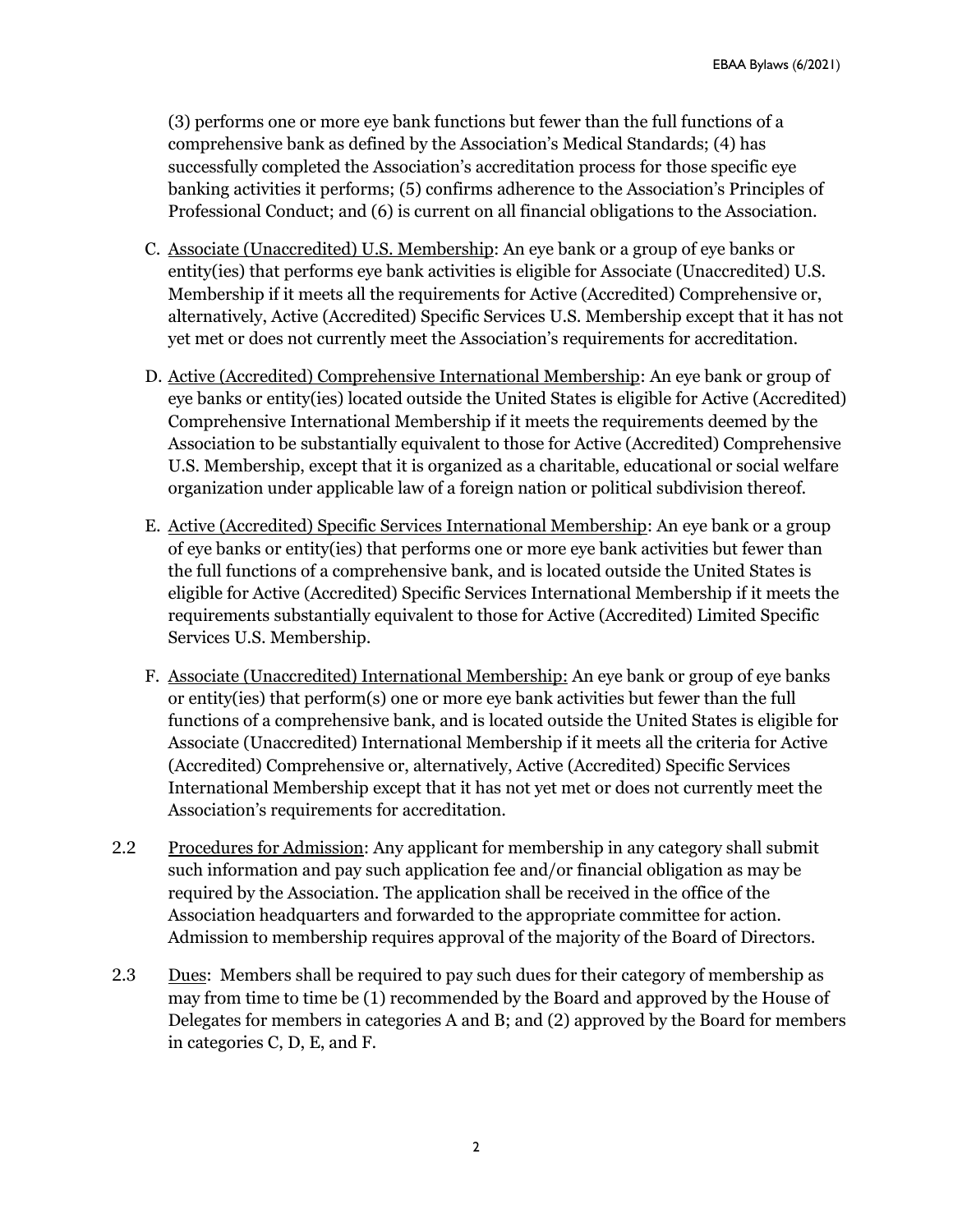(3) performs one or more eye bank functions but fewer than the full functions of a comprehensive bank as defined by the Association's Medical Standards; (4) has successfully completed the Association's accreditation process for those specific eye banking activities it performs; (5) confirms adherence to the Association's Principles of Professional Conduct; and (6) is current on all financial obligations to the Association.

C. <u>Associate (Unaccredited) U.S. Membership</u>: An eye bank or a group of eye banks or entity(ies) that performs eye bank activities is eligible for Associate (Unaccredited) U.S. Membership if it meets all the requirements for Active (Accredited) Comprehensive or, alternatively, Active (Accredited) Specific Services U.S. Membership except that it has not yet met or does not currently meet the Association's requirements for accreditation.

D. <u>Active (Accredited) Comprehensive International Membership</u>: An eye bank or group of eye banks or entity(ies) located outside the United States is eligible for Active (Accredited) Comprehensive International Membership if it meets the requirements deemed by the Association to be substantially equivalent to those for Active (Accredited) Comprehensive U.S. Membership, except that it is organized as a charitable, educational or social welfare organization under applicable law of a foreign nation or political subdivision thereof.

E. <u>Active (Accredited) Specific Services International Membership</u>: An eye bank or a group of eye banks or entity(ies) that performs one or more eye bank activities but fewer than the full functions of a comprehensive bank, and is located outside the United States is eligible for Active (Accredited) Specific Services International Membership if it meets the requirements substantially equivalent to those for Active (Accredited) Limited Specific Services U.S. Membership.

F. <u>Associate (Unaccredited) International Membership:</u> An eye bank or group of eye banks or entity(ies) that perform(s) one or more eye bank activities but fewer than the full functions of a comprehensive bank, and is located outside the United States is eligible for Associate (Unaccredited) International Membership if it meets all the criteria for Active (Accredited) Comprehensive or, alternatively, Active (Accredited) Specific Services International Membership except that it has not yet met or does not currently meet the Association's requirements for accreditation.

2.2 <u>Procedures for Admission</u>: Any applicant for membership in any category shall submit such information and pay such application fee and/or financial obligation as may be required by the Association. The application shall be received in the office of the Association headquarters and forwarded to the appropriate committee for action. Admission to membership requires approval of the majority of the Board of Directors.

2.3 <u>Dues</u>: Members shall be required to pay such dues for their category of membership as may from time to time be (1) recommended by the Board and approved by the House of Delegates for members in categories A and B; and (2) approved by the Board for members in categories C, D, E, and F.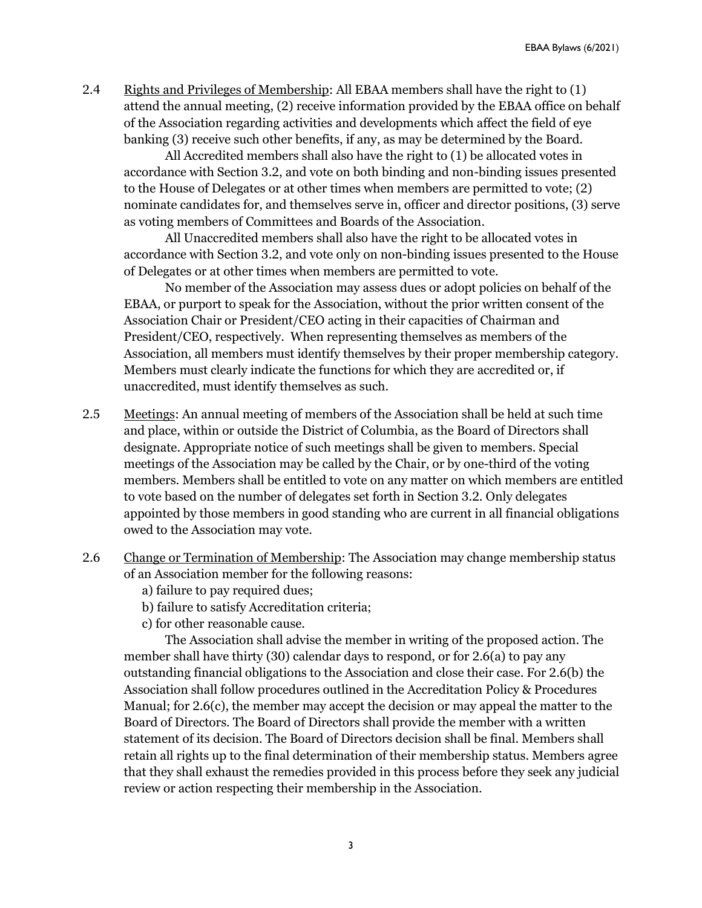2.4 Rights and Privileges of Membership: All EBAA members shall have the right to (1) attend the annual meeting, (2) receive information provided by the EBAA office on behalf of the Association regarding activities and developments which affect the field of eye banking (3) receive such other benefits, if any, as may be determined by the Board.

All Accredited members shall also have the right to (1) be allocated votes in accordance with Section 3.2, and vote on both binding and non-binding issues presented to the House of Delegates or at other times when members are permitted to vote; (2) nominate candidates for, and themselves serve in, officer and director positions, (3) serve as voting members of Committees and Boards of the Association.

All Unaccredited members shall also have the right to be allocated votes in accordance with Section 3.2, and vote only on non-binding issues presented to the House of Delegates or at other times when members are permitted to vote.

No member of the Association may assess dues or adopt policies on behalf of the EBAA, or purport to speak for the Association, without the prior written consent of the Association Chair or President/CEO acting in their capacities of Chairman and President/CEO, respectively. When representing themselves as members of the Association, all members must identify themselves by their proper membership category. Members must clearly indicate the functions for which they are accredited or, if unaccredited, must identify themselves as such.

2.5 Meetings: An annual meeting of members of the Association shall be held at such time and place, within or outside the District of Columbia, as the Board of Directors shall designate. Appropriate notice of such meetings shall be given to members. Special meetings of the Association may be called by the Chair, or by one-third of the voting members. Members shall be entitled to vote on any matter on which members are entitled to vote based on the number of delegates set forth in Section 3.2. Only delegates appointed by those members in good standing who are current in all financial obligations owed to the Association may vote.

2.6 Change or Termination of Membership: The Association may change membership status of an Association member for the following reasons:

a) failure to pay required dues;
b) failure to satisfy Accreditation criteria;
c) for other reasonable cause.

The Association shall advise the member in writing of the proposed action. The member shall have thirty (30) calendar days to respond, or for 2.6(a) to pay any outstanding financial obligations to the Association and close their case. For 2.6(b) the Association shall follow procedures outlined in the Accreditation Policy & Procedures Manual; for 2.6(c), the member may accept the decision or may appeal the matter to the Board of Directors. The Board of Directors shall provide the member with a written statement of its decision. The Board of Directors decision shall be final. Members shall retain all rights up to the final determination of their membership status. Members agree that they shall exhaust the remedies provided in this process before they seek any judicial review or action respecting their membership in the Association.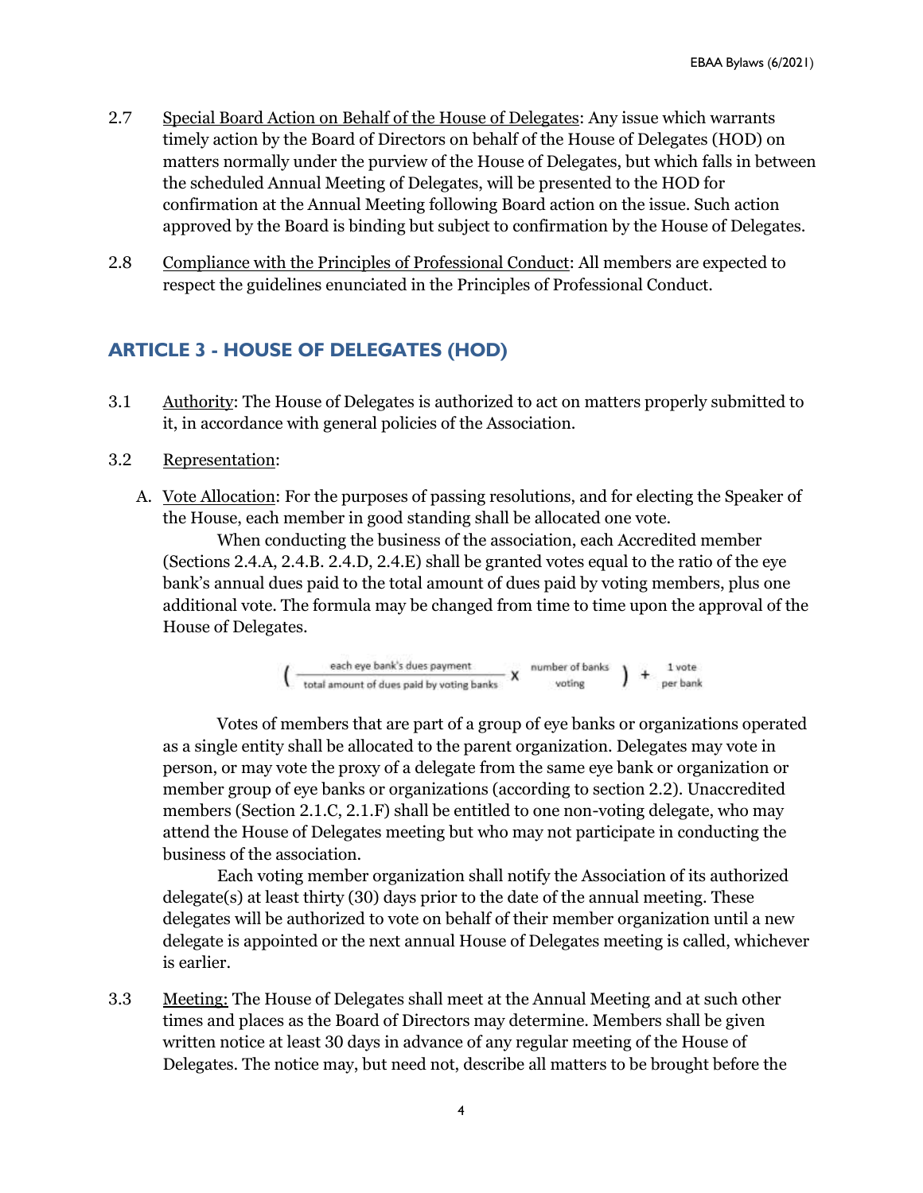2.7 Special Board Action on Behalf of the House of Delegates: Any issue which warrants timely action by the Board of Directors on behalf of the House of Delegates (HOD) on matters normally under the purview of the House of Delegates, but which falls in between the scheduled Annual Meeting of Delegates, will be presented to the HOD for confirmation at the Annual Meeting following Board action on the issue. Such action approved by the Board is binding but subject to confirmation by the House of Delegates.

2.8 Compliance with the Principles of Professional Conduct: All members are expected to respect the guidelines enunciated in the Principles of Professional Conduct.

## ARTICLE 3 - HOUSE OF DELEGATES (HOD)

3.1 Authority: The House of Delegates is authorized to act on matters properly submitted to it, in accordance with general policies of the Association.

3.2 Representation:

A. Vote Allocation: For the purposes of passing resolutions, and for electing the Speaker of the House, each member in good standing shall be allocated one vote.

When conducting the business of the association, each Accredited member (Sections 2.4.A, 2.4.B. 2.4.D, 2.4.E) shall be granted votes equal to the ratio of the eye bank's annual dues paid to the total amount of dues paid by voting members, plus one additional vote. The formula may be changed from time to time upon the approval of the House of Delegates.

$$\left( \frac{\text{each eye bank's dues payment}}{\text{total amount of dues paid by voting banks}} \times \frac{\text{number of banks}}{\text{voting}} \right) + \frac{\text{1 vote}}{\text{per bank}}$$

Votes of members that are part of a group of eye banks or organizations operated as a single entity shall be allocated to the parent organization. Delegates may vote in person, or may vote the proxy of a delegate from the same eye bank or organization or member group of eye banks or organizations (according to section 2.2). Unaccredited members (Section 2.1.C, 2.1.F) shall be entitled to one non-voting delegate, who may attend the House of Delegates meeting but who may not participate in conducting the business of the association.

Each voting member organization shall notify the Association of its authorized delegate(s) at least thirty (30) days prior to the date of the annual meeting. These delegates will be authorized to vote on behalf of their member organization until a new delegate is appointed or the next annual House of Delegates meeting is called, whichever is earlier.

3.3 Meeting: The House of Delegates shall meet at the Annual Meeting and at such other times and places as the Board of Directors may determine. Members shall be given written notice at least 30 days in advance of any regular meeting of the House of Delegates. The notice may, but need not, describe all matters to be brought before the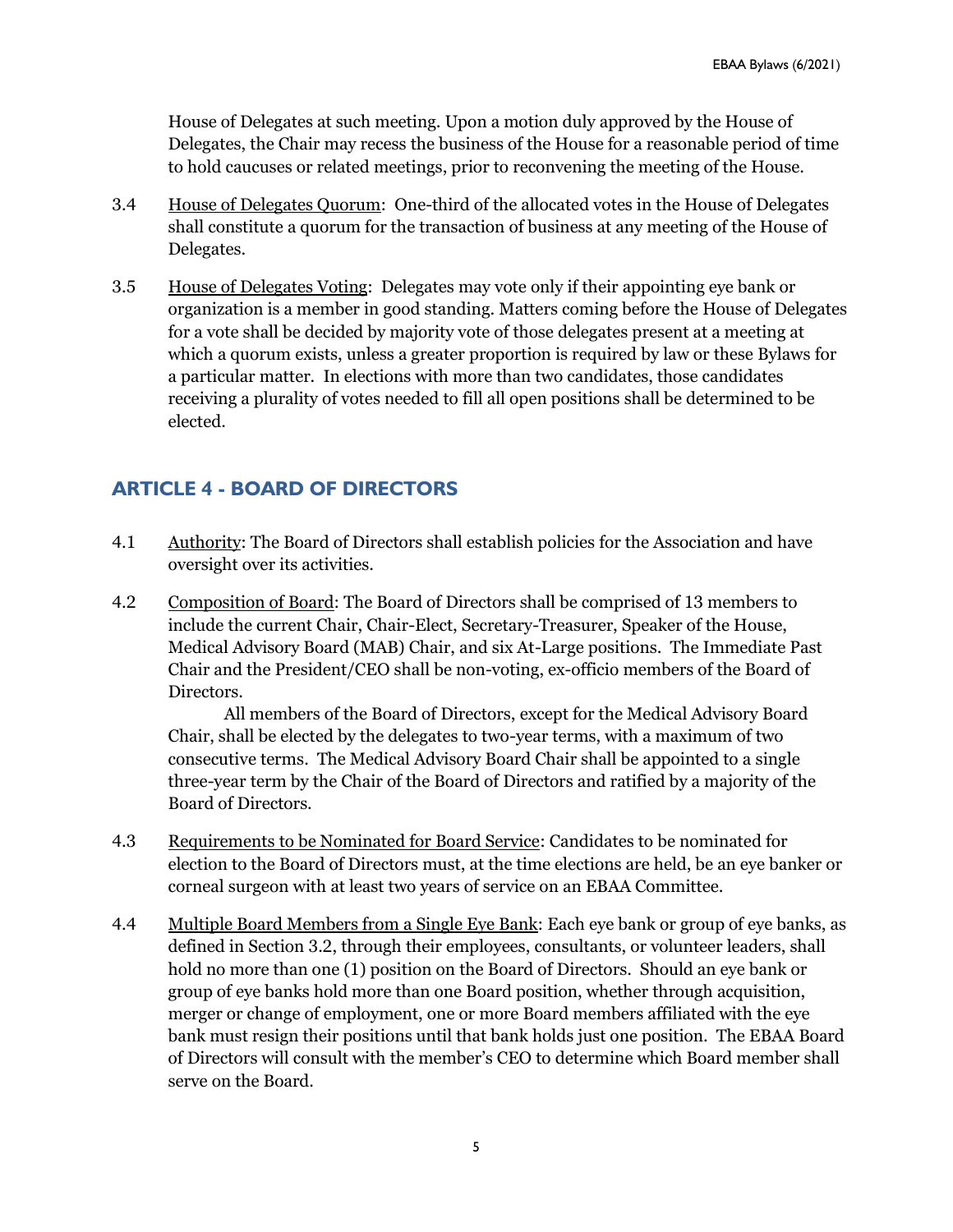House of Delegates at such meeting. Upon a motion duly approved by the House of Delegates, the Chair may recess the business of the House for a reasonable period of time to hold caucuses or related meetings, prior to reconvening the meeting of the House.

3.4 House of Delegates Quorum: One-third of the allocated votes in the House of Delegates shall constitute a quorum for the transaction of business at any meeting of the House of Delegates.

3.5 House of Delegates Voting: Delegates may vote only if their appointing eye bank or organization is a member in good standing. Matters coming before the House of Delegates for a vote shall be decided by majority vote of those delegates present at a meeting at which a quorum exists, unless a greater proportion is required by law or these Bylaws for a particular matter. In elections with more than two candidates, those candidates receiving a plurality of votes needed to fill all open positions shall be determined to be elected.

## ARTICLE 4 - BOARD OF DIRECTORS

4.1 Authority: The Board of Directors shall establish policies for the Association and have oversight over its activities.

4.2 Composition of Board: The Board of Directors shall be comprised of 13 members to include the current Chair, Chair-Elect, Secretary-Treasurer, Speaker of the House, Medical Advisory Board (MAB) Chair, and six At-Large positions. The Immediate Past Chair and the President/CEO shall be non-voting, ex-officio members of the Board of Directors.

All members of the Board of Directors, except for the Medical Advisory Board Chair, shall be elected by the delegates to two-year terms, with a maximum of two consecutive terms. The Medical Advisory Board Chair shall be appointed to a single three-year term by the Chair of the Board of Directors and ratified by a majority of the Board of Directors.

4.3 Requirements to be Nominated for Board Service: Candidates to be nominated for election to the Board of Directors must, at the time elections are held, be an eye banker or corneal surgeon with at least two years of service on an EBAA Committee.

4.4 Multiple Board Members from a Single Eye Bank: Each eye bank or group of eye banks, as defined in Section 3.2, through their employees, consultants, or volunteer leaders, shall hold no more than one (1) position on the Board of Directors. Should an eye bank or group of eye banks hold more than one Board position, whether through acquisition, merger or change of employment, one or more Board members affiliated with the eye bank must resign their positions until that bank holds just one position. The EBAA Board of Directors will consult with the member's CEO to determine which Board member shall serve on the Board.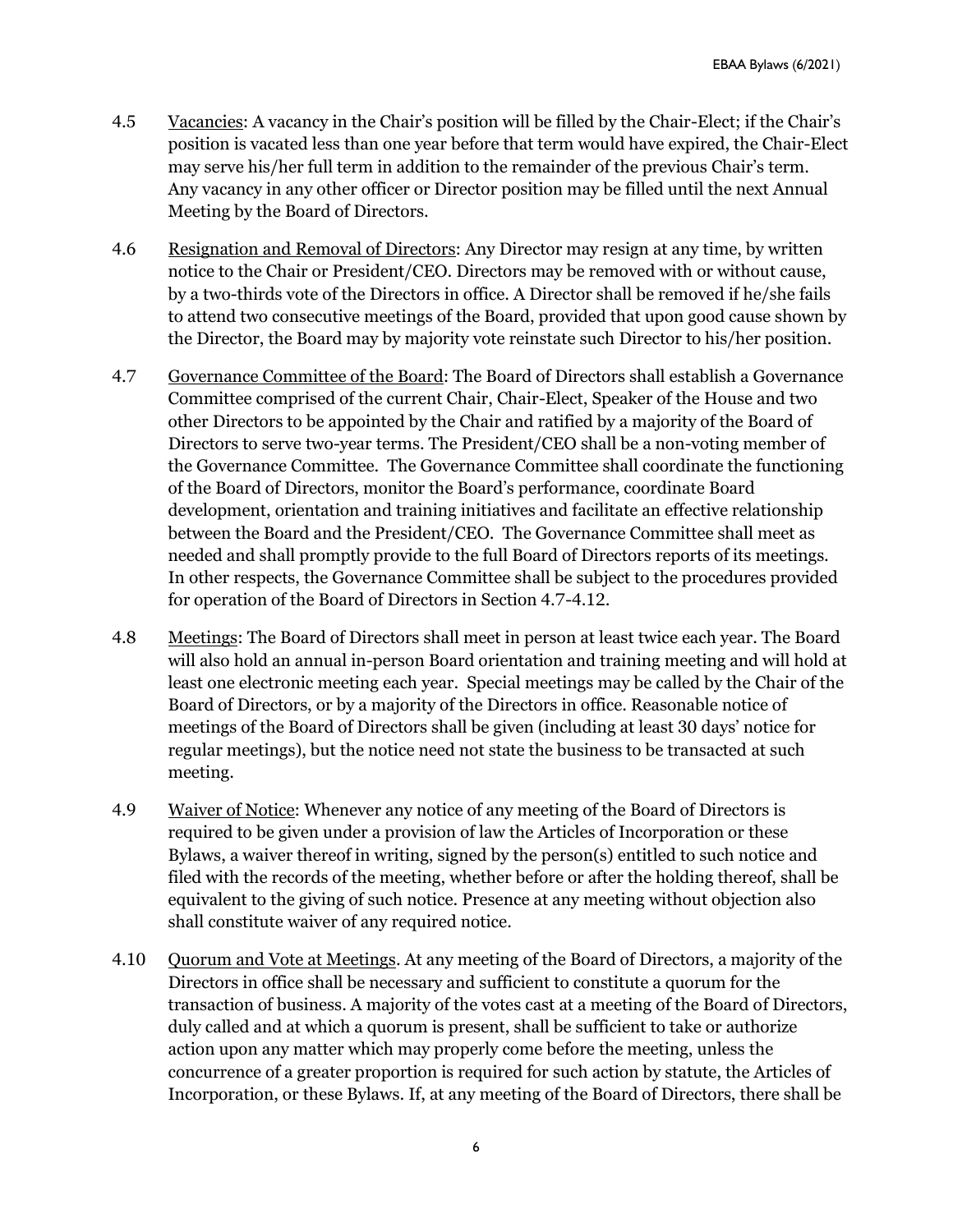4.5 Vacancies: A vacancy in the Chair's position will be filled by the Chair-Elect; if the Chair's position is vacated less than one year before that term would have expired, the Chair-Elect may serve his/her full term in addition to the remainder of the previous Chair's term. Any vacancy in any other officer or Director position may be filled until the next Annual Meeting by the Board of Directors.

4.6 Resignation and Removal of Directors: Any Director may resign at any time, by written notice to the Chair or President/CEO. Directors may be removed with or without cause, by a two-thirds vote of the Directors in office. A Director shall be removed if he/she fails to attend two consecutive meetings of the Board, provided that upon good cause shown by the Director, the Board may by majority vote reinstate such Director to his/her position.

4.7 Governance Committee of the Board: The Board of Directors shall establish a Governance Committee comprised of the current Chair, Chair-Elect, Speaker of the House and two other Directors to be appointed by the Chair and ratified by a majority of the Board of Directors to serve two-year terms. The President/CEO shall be a non-voting member of the Governance Committee. The Governance Committee shall coordinate the functioning of the Board of Directors, monitor the Board's performance, coordinate Board development, orientation and training initiatives and facilitate an effective relationship between the Board and the President/CEO. The Governance Committee shall meet as needed and shall promptly provide to the full Board of Directors reports of its meetings. In other respects, the Governance Committee shall be subject to the procedures provided for operation of the Board of Directors in Section 4.7-4.12.

4.8 Meetings: The Board of Directors shall meet in person at least twice each year. The Board will also hold an annual in-person Board orientation and training meeting and will hold at least one electronic meeting each year. Special meetings may be called by the Chair of the Board of Directors, or by a majority of the Directors in office. Reasonable notice of meetings of the Board of Directors shall be given (including at least 30 days' notice for regular meetings), but the notice need not state the business to be transacted at such meeting.

4.9 Waiver of Notice: Whenever any notice of any meeting of the Board of Directors is required to be given under a provision of law the Articles of Incorporation or these Bylaws, a waiver thereof in writing, signed by the person(s) entitled to such notice and filed with the records of the meeting, whether before or after the holding thereof, shall be equivalent to the giving of such notice. Presence at any meeting without objection also shall constitute waiver of any required notice.

4.10 Quorum and Vote at Meetings. At any meeting of the Board of Directors, a majority of the Directors in office shall be necessary and sufficient to constitute a quorum for the transaction of business. A majority of the votes cast at a meeting of the Board of Directors, duly called and at which a quorum is present, shall be sufficient to take or authorize action upon any matter which may properly come before the meeting, unless the concurrence of a greater proportion is required for such action by statute, the Articles of Incorporation, or these Bylaws. If, at any meeting of the Board of Directors, there shall be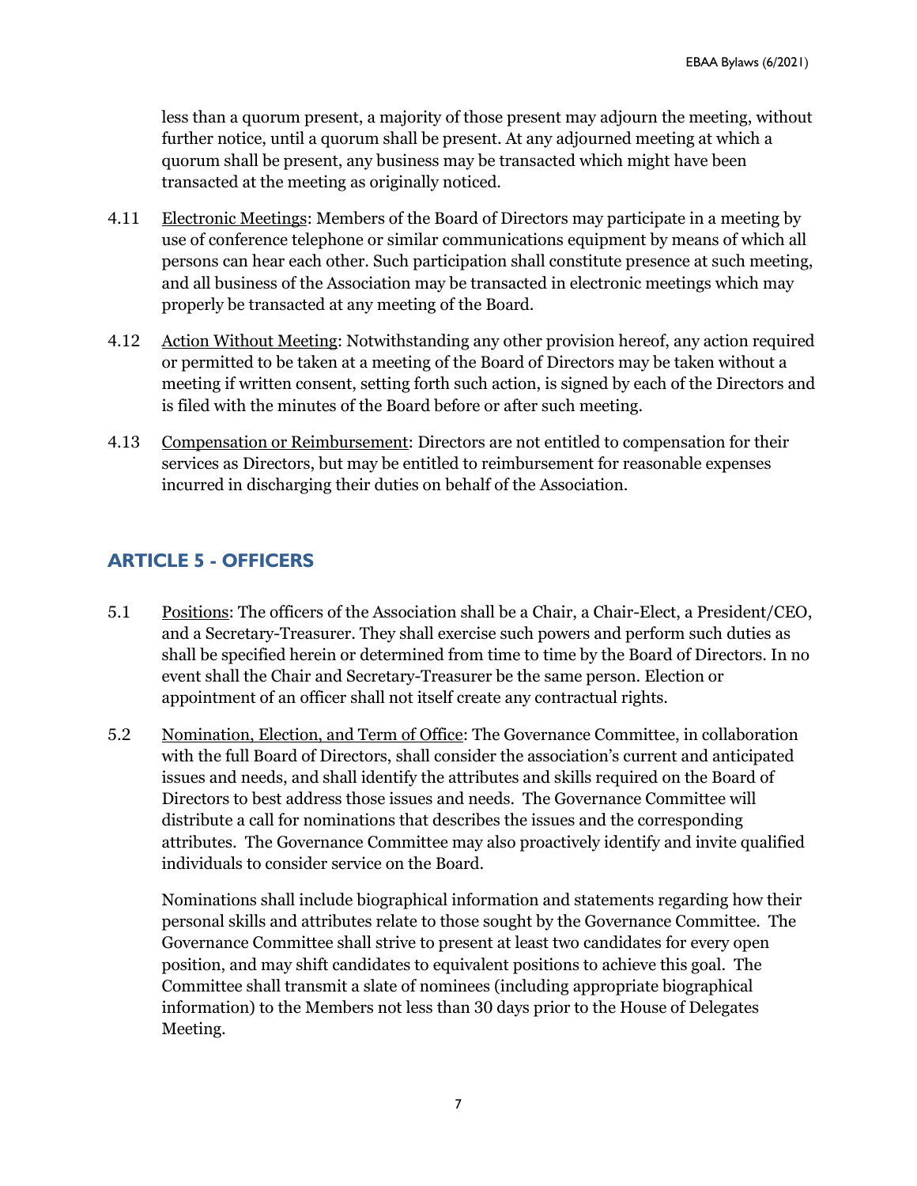less than a quorum present, a majority of those present may adjourn the meeting, without further notice, until a quorum shall be present. At any adjourned meeting at which a quorum shall be present, any business may be transacted which might have been transacted at the meeting as originally noticed.

4.11 Electronic Meetings: Members of the Board of Directors may participate in a meeting by use of conference telephone or similar communications equipment by means of which all persons can hear each other. Such participation shall constitute presence at such meeting, and all business of the Association may be transacted in electronic meetings which may properly be transacted at any meeting of the Board.

4.12 Action Without Meeting: Notwithstanding any other provision hereof, any action required or permitted to be taken at a meeting of the Board of Directors may be taken without a meeting if written consent, setting forth such action, is signed by each of the Directors and is filed with the minutes of the Board before or after such meeting.

4.13 Compensation or Reimbursement: Directors are not entitled to compensation for their services as Directors, but may be entitled to reimbursement for reasonable expenses incurred in discharging their duties on behalf of the Association.

## ARTICLE 5 - OFFICERS

5.1 Positions: The officers of the Association shall be a Chair, a Chair-Elect, a President/CEO, and a Secretary-Treasurer. They shall exercise such powers and perform such duties as shall be specified herein or determined from time to time by the Board of Directors. In no event shall the Chair and Secretary-Treasurer be the same person. Election or appointment of an officer shall not itself create any contractual rights.

5.2 Nomination, Election, and Term of Office: The Governance Committee, in collaboration with the full Board of Directors, shall consider the association's current and anticipated issues and needs, and shall identify the attributes and skills required on the Board of Directors to best address those issues and needs. The Governance Committee will distribute a call for nominations that describes the issues and the corresponding attributes. The Governance Committee may also proactively identify and invite qualified individuals to consider service on the Board.

Nominations shall include biographical information and statements regarding how their personal skills and attributes relate to those sought by the Governance Committee. The Governance Committee shall strive to present at least two candidates for every open position, and may shift candidates to equivalent positions to achieve this goal. The Committee shall transmit a slate of nominees (including appropriate biographical information) to the Members not less than 30 days prior to the House of Delegates Meeting.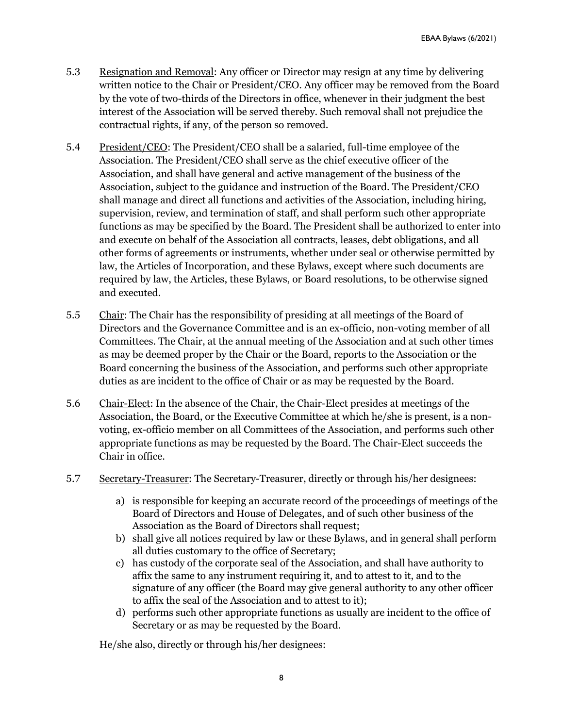5.3 Resignation and Removal: Any officer or Director may resign at any time by delivering written notice to the Chair or President/CEO. Any officer may be removed from the Board by the vote of two-thirds of the Directors in office, whenever in their judgment the best interest of the Association will be served thereby. Such removal shall not prejudice the contractual rights, if any, of the person so removed.

5.4 President/CEO: The President/CEO shall be a salaried, full-time employee of the Association. The President/CEO shall serve as the chief executive officer of the Association, and shall have general and active management of the business of the Association, subject to the guidance and instruction of the Board. The President/CEO shall manage and direct all functions and activities of the Association, including hiring, supervision, review, and termination of staff, and shall perform such other appropriate functions as may be specified by the Board. The President shall be authorized to enter into and execute on behalf of the Association all contracts, leases, debt obligations, and all other forms of agreements or instruments, whether under seal or otherwise permitted by law, the Articles of Incorporation, and these Bylaws, except where such documents are required by law, the Articles, these Bylaws, or Board resolutions, to be otherwise signed and executed.

5.5 Chair: The Chair has the responsibility of presiding at all meetings of the Board of Directors and the Governance Committee and is an ex-officio, non-voting member of all Committees. The Chair, at the annual meeting of the Association and at such other times as may be deemed proper by the Chair or the Board, reports to the Association or the Board concerning the business of the Association, and performs such other appropriate duties as are incident to the office of Chair or as may be requested by the Board.

5.6 Chair-Elect: In the absence of the Chair, the Chair-Elect presides at meetings of the Association, the Board, or the Executive Committee at which he/she is present, is a non-voting, ex-officio member on all Committees of the Association, and performs such other appropriate functions as may be requested by the Board. The Chair-Elect succeeds the Chair in office.

5.7 Secretary-Treasurer: The Secretary-Treasurer, directly or through his/her designees:

a) is responsible for keeping an accurate record of the proceedings of meetings of the Board of Directors and House of Delegates, and of such other business of the Association as the Board of Directors shall request;
b) shall give all notices required by law or these Bylaws, and in general shall perform all duties customary to the office of Secretary;
c) has custody of the corporate seal of the Association, and shall have authority to affix the same to any instrument requiring it, and to attest to it, and to the signature of any officer (the Board may give general authority to any other officer to affix the seal of the Association and to attest to it);
d) performs such other appropriate functions as usually are incident to the office of Secretary or as may be requested by the Board.

He/she also, directly or through his/her designees: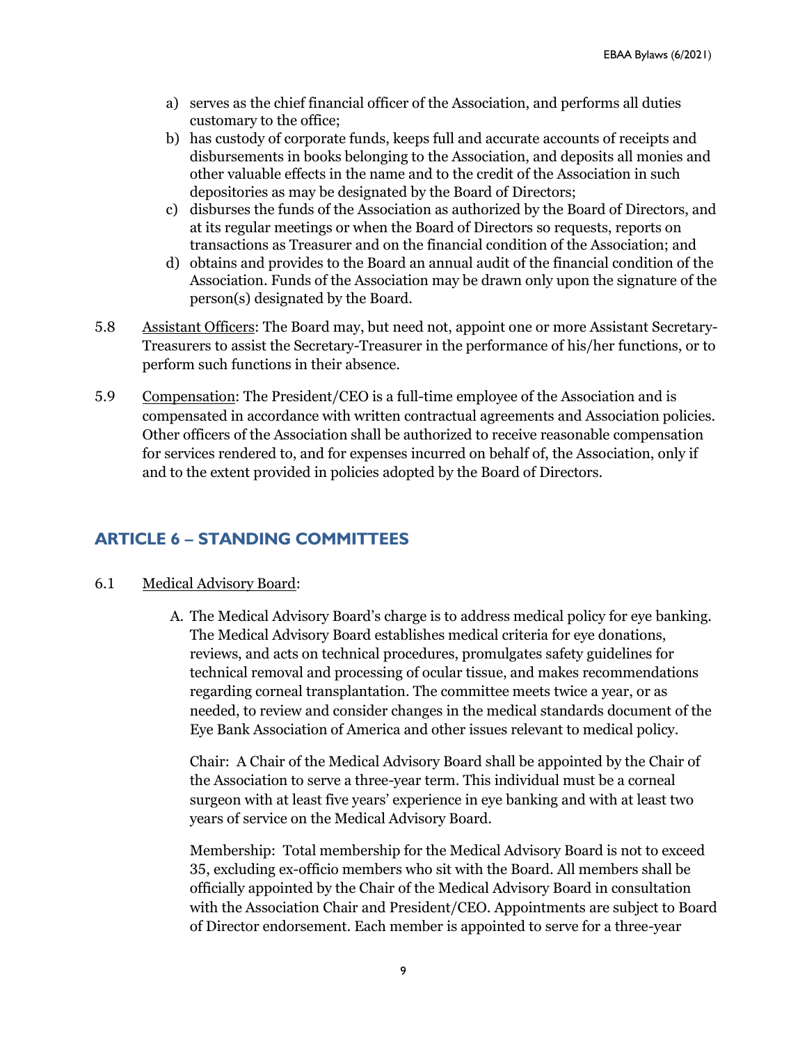a) serves as the chief financial officer of the Association, and performs all duties customary to the office;
b) has custody of corporate funds, keeps full and accurate accounts of receipts and disbursements in books belonging to the Association, and deposits all monies and other valuable effects in the name and to the credit of the Association in such depositories as may be designated by the Board of Directors;
c) disburses the funds of the Association as authorized by the Board of Directors, and at its regular meetings or when the Board of Directors so requests, reports on transactions as Treasurer and on the financial condition of the Association; and
d) obtains and provides to the Board an annual audit of the financial condition of the Association. Funds of the Association may be drawn only upon the signature of the person(s) designated by the Board.

5.8 Assistant Officers: The Board may, but need not, appoint one or more Assistant Secretary-Treasurers to assist the Secretary-Treasurer in the performance of his/her functions, or to perform such functions in their absence.

5.9 Compensation: The President/CEO is a full-time employee of the Association and is compensated in accordance with written contractual agreements and Association policies. Other officers of the Association shall be authorized to receive reasonable compensation for services rendered to, and for expenses incurred on behalf of, the Association, only if and to the extent provided in policies adopted by the Board of Directors.

## ARTICLE 6 – STANDING COMMITTEES

6.1 Medical Advisory Board:

A. The Medical Advisory Board's charge is to address medical policy for eye banking. The Medical Advisory Board establishes medical criteria for eye donations, reviews, and acts on technical procedures, promulgates safety guidelines for technical removal and processing of ocular tissue, and makes recommendations regarding corneal transplantation. The committee meets twice a year, or as needed, to review and consider changes in the medical standards document of the Eye Bank Association of America and other issues relevant to medical policy.

Chair: A Chair of the Medical Advisory Board shall be appointed by the Chair of the Association to serve a three-year term. This individual must be a corneal surgeon with at least five years' experience in eye banking and with at least two years of service on the Medical Advisory Board.

Membership: Total membership for the Medical Advisory Board is not to exceed 35, excluding ex-officio members who sit with the Board. All members shall be officially appointed by the Chair of the Medical Advisory Board in consultation with the Association Chair and President/CEO. Appointments are subject to Board of Director endorsement. Each member is appointed to serve for a three-year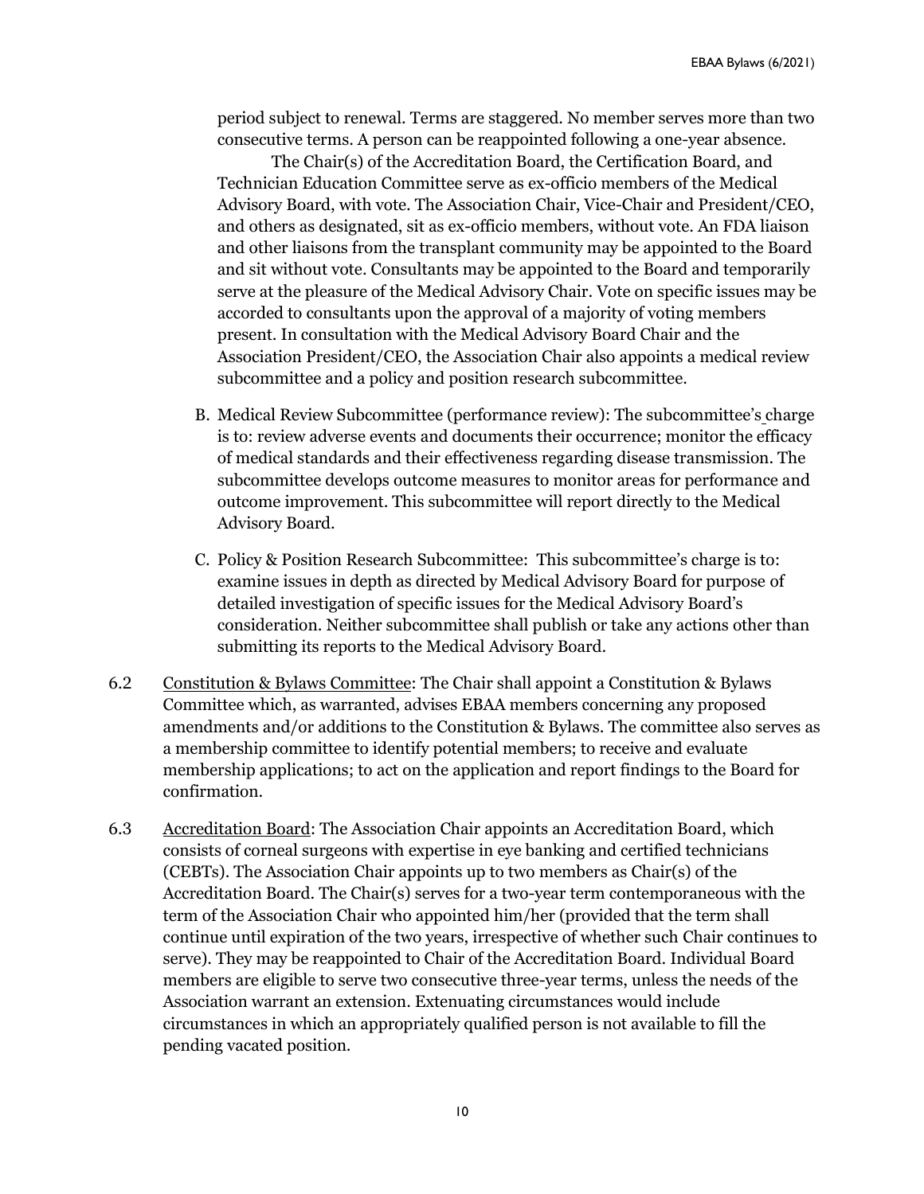period subject to renewal. Terms are staggered. No member serves more than two consecutive terms. A person can be reappointed following a one-year absence.

The Chair(s) of the Accreditation Board, the Certification Board, and Technician Education Committee serve as ex-officio members of the Medical Advisory Board, with vote. The Association Chair, Vice-Chair and President/CEO, and others as designated, sit as ex-officio members, without vote. An FDA liaison and other liaisons from the transplant community may be appointed to the Board and sit without vote. Consultants may be appointed to the Board and temporarily serve at the pleasure of the Medical Advisory Chair. Vote on specific issues may be accorded to consultants upon the approval of a majority of voting members present. In consultation with the Medical Advisory Board Chair and the Association President/CEO, the Association Chair also appoints a medical review subcommittee and a policy and position research subcommittee.

B. Medical Review Subcommittee (performance review): The subcommittee's charge is to: review adverse events and documents their occurrence; monitor the efficacy of medical standards and their effectiveness regarding disease transmission. The subcommittee develops outcome measures to monitor areas for performance and outcome improvement. This subcommittee will report directly to the Medical Advisory Board.

C. Policy & Position Research Subcommittee: This subcommittee's charge is to: examine issues in depth as directed by Medical Advisory Board for purpose of detailed investigation of specific issues for the Medical Advisory Board's consideration. Neither subcommittee shall publish or take any actions other than submitting its reports to the Medical Advisory Board.

6.2 Constitution & Bylaws Committee: The Chair shall appoint a Constitution & Bylaws Committee which, as warranted, advises EBAA members concerning any proposed amendments and/or additions to the Constitution & Bylaws. The committee also serves as a membership committee to identify potential members; to receive and evaluate membership applications; to act on the application and report findings to the Board for confirmation.

6.3 Accreditation Board: The Association Chair appoints an Accreditation Board, which consists of corneal surgeons with expertise in eye banking and certified technicians (CEBTs). The Association Chair appoints up to two members as Chair(s) of the Accreditation Board. The Chair(s) serves for a two-year term contemporaneous with the term of the Association Chair who appointed him/her (provided that the term shall continue until expiration of the two years, irrespective of whether such Chair continues to serve). They may be reappointed to Chair of the Accreditation Board. Individual Board members are eligible to serve two consecutive three-year terms, unless the needs of the Association warrant an extension. Extenuating circumstances would include circumstances in which an appropriately qualified person is not available to fill the pending vacated position.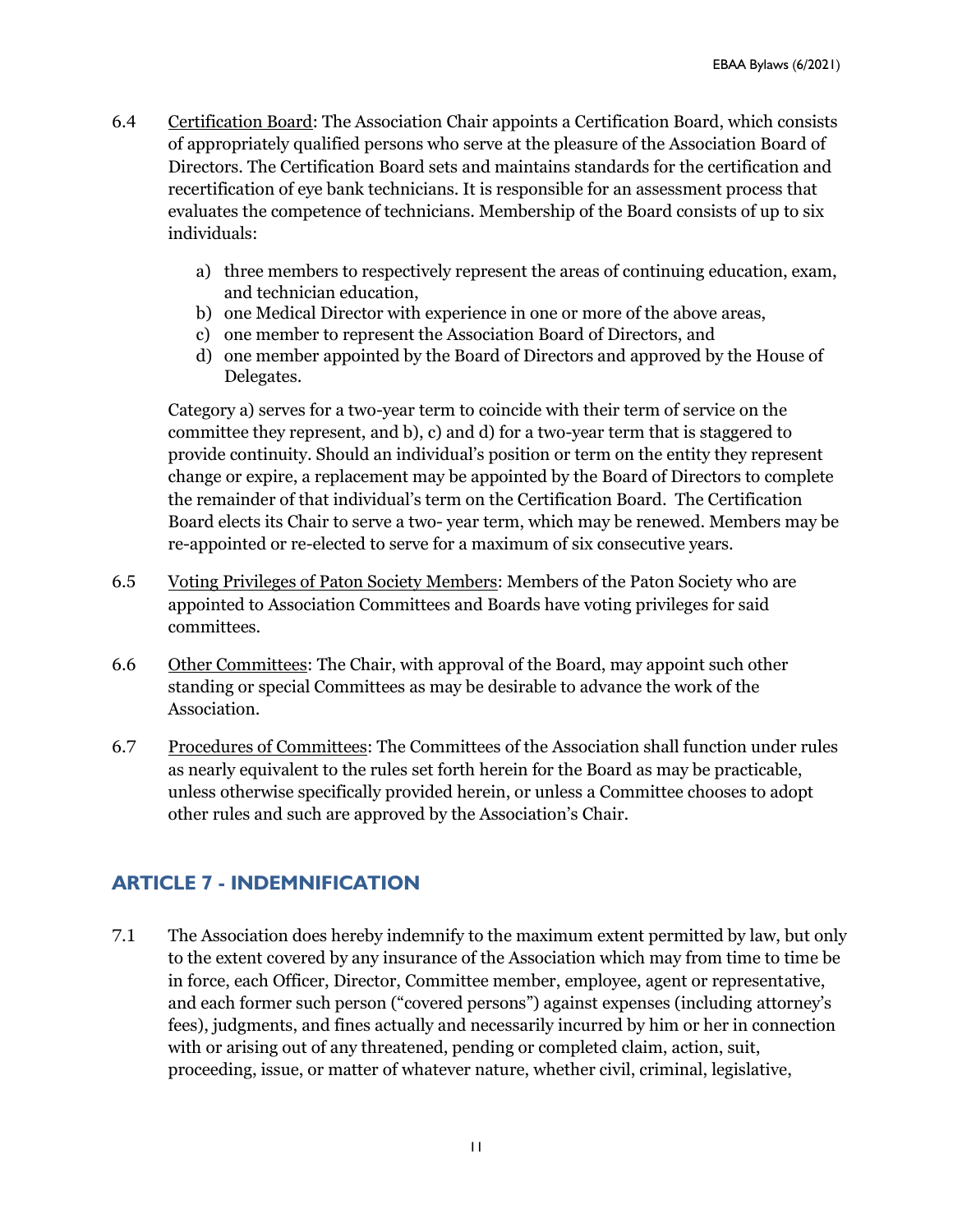6.4 Certification Board: The Association Chair appoints a Certification Board, which consists of appropriately qualified persons who serve at the pleasure of the Association Board of Directors. The Certification Board sets and maintains standards for the certification and recertification of eye bank technicians. It is responsible for an assessment process that evaluates the competence of technicians. Membership of the Board consists of up to six individuals:

a) three members to respectively represent the areas of continuing education, exam, and technician education,
b) one Medical Director with experience in one or more of the above areas,
c) one member to represent the Association Board of Directors, and
d) one member appointed by the Board of Directors and approved by the House of Delegates.

Category a) serves for a two-year term to coincide with their term of service on the committee they represent, and b), c) and d) for a two-year term that is staggered to provide continuity. Should an individual's position or term on the entity they represent change or expire, a replacement may be appointed by the Board of Directors to complete the remainder of that individual's term on the Certification Board. The Certification Board elects its Chair to serve a two- year term, which may be renewed. Members may be re-appointed or re-elected to serve for a maximum of six consecutive years.

6.5 Voting Privileges of Paton Society Members: Members of the Paton Society who are appointed to Association Committees and Boards have voting privileges for said committees.

6.6 Other Committees: The Chair, with approval of the Board, may appoint such other standing or special Committees as may be desirable to advance the work of the Association.

6.7 Procedures of Committees: The Committees of the Association shall function under rules as nearly equivalent to the rules set forth herein for the Board as may be practicable, unless otherwise specifically provided herein, or unless a Committee chooses to adopt other rules and such are approved by the Association's Chair.

## ARTICLE 7 - INDEMNIFICATION

7.1 The Association does hereby indemnify to the maximum extent permitted by law, but only to the extent covered by any insurance of the Association which may from time to time be in force, each Officer, Director, Committee member, employee, agent or representative, and each former such person ("covered persons") against expenses (including attorney's fees), judgments, and fines actually and necessarily incurred by him or her in connection with or arising out of any threatened, pending or completed claim, action, suit, proceeding, issue, or matter of whatever nature, whether civil, criminal, legislative,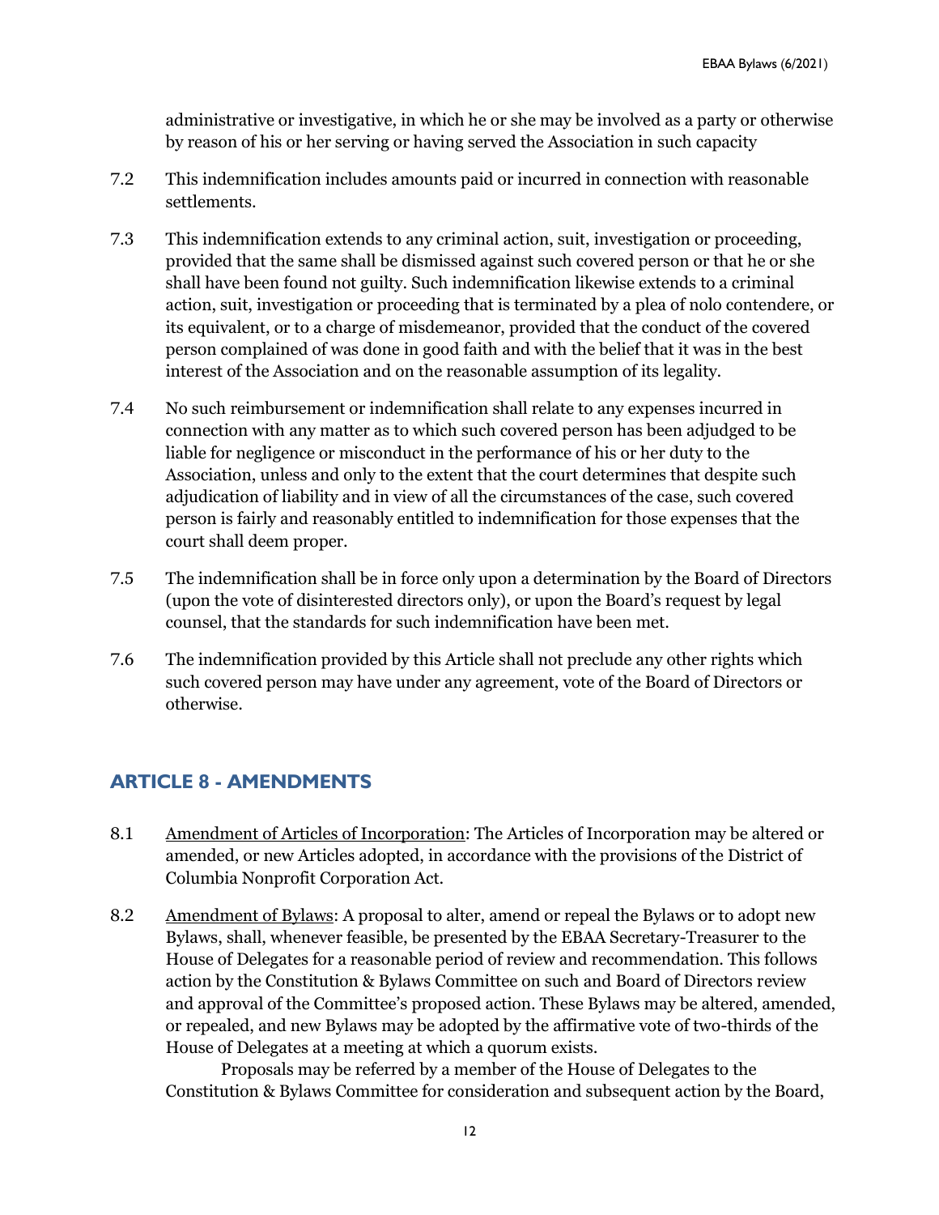administrative or investigative, in which he or she may be involved as a party or otherwise by reason of his or her serving or having served the Association in such capacity

7.2 This indemnification includes amounts paid or incurred in connection with reasonable settlements.

7.3 This indemnification extends to any criminal action, suit, investigation or proceeding, provided that the same shall be dismissed against such covered person or that he or she shall have been found not guilty. Such indemnification likewise extends to a criminal action, suit, investigation or proceeding that is terminated by a plea of nolo contendere, or its equivalent, or to a charge of misdemeanor, provided that the conduct of the covered person complained of was done in good faith and with the belief that it was in the best interest of the Association and on the reasonable assumption of its legality.

7.4 No such reimbursement or indemnification shall relate to any expenses incurred in connection with any matter as to which such covered person has been adjudged to be liable for negligence or misconduct in the performance of his or her duty to the Association, unless and only to the extent that the court determines that despite such adjudication of liability and in view of all the circumstances of the case, such covered person is fairly and reasonably entitled to indemnification for those expenses that the court shall deem proper.

7.5 The indemnification shall be in force only upon a determination by the Board of Directors (upon the vote of disinterested directors only), or upon the Board's request by legal counsel, that the standards for such indemnification have been met.

7.6 The indemnification provided by this Article shall not preclude any other rights which such covered person may have under any agreement, vote of the Board of Directors or otherwise.

## ARTICLE 8 - AMENDMENTS

8.1 Amendment of Articles of Incorporation: The Articles of Incorporation may be altered or amended, or new Articles adopted, in accordance with the provisions of the District of Columbia Nonprofit Corporation Act.

8.2 Amendment of Bylaws: A proposal to alter, amend or repeal the Bylaws or to adopt new Bylaws, shall, whenever feasible, be presented by the EBAA Secretary-Treasurer to the House of Delegates for a reasonable period of review and recommendation. This follows action by the Constitution & Bylaws Committee on such and Board of Directors review and approval of the Committee's proposed action. These Bylaws may be altered, amended, or repealed, and new Bylaws may be adopted by the affirmative vote of two-thirds of the House of Delegates at a meeting at which a quorum exists.

Proposals may be referred by a member of the House of Delegates to the Constitution & Bylaws Committee for consideration and subsequent action by the Board,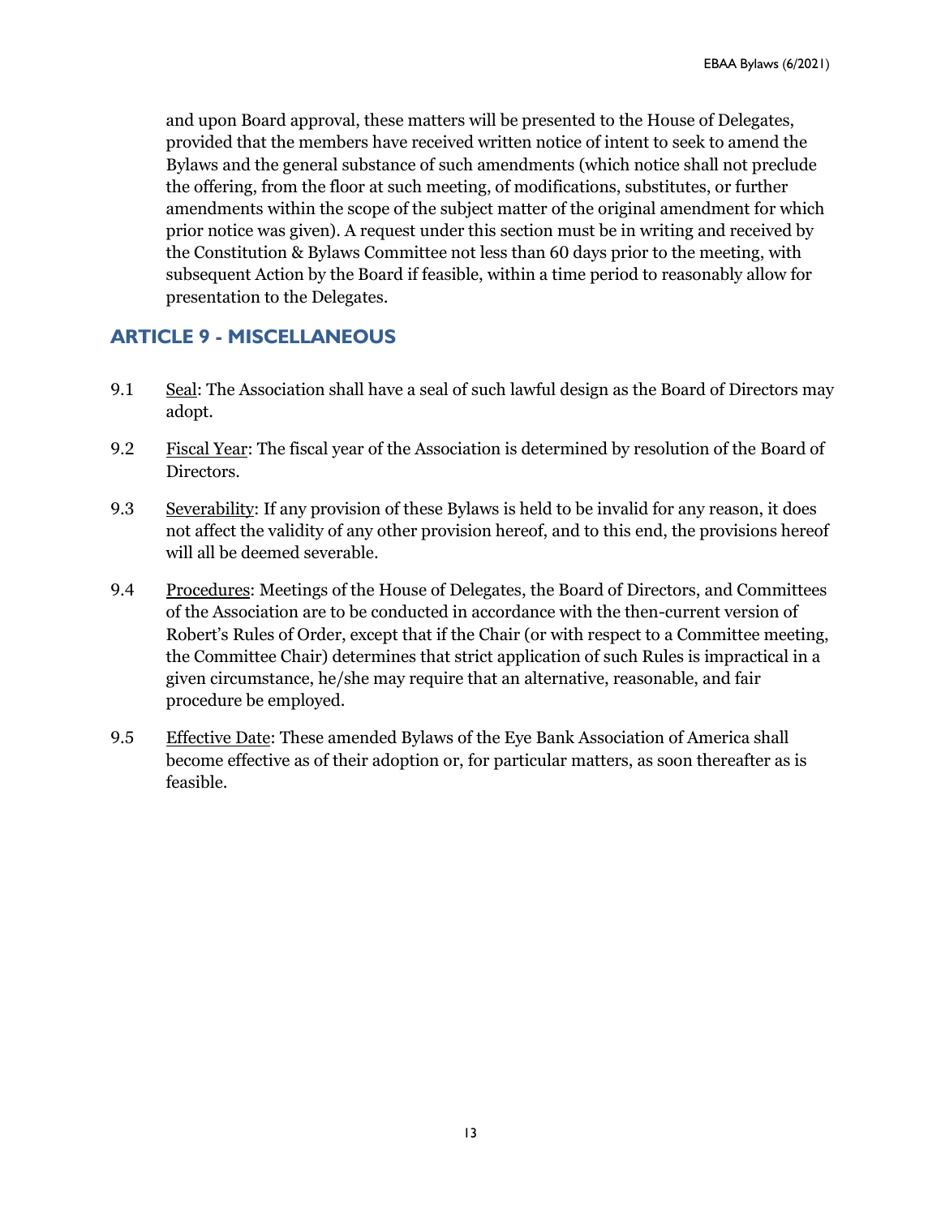and upon Board approval, these matters will be presented to the House of Delegates, provided that the members have received written notice of intent to seek to amend the Bylaws and the general substance of such amendments (which notice shall not preclude the offering, from the floor at such meeting, of modifications, substitutes, or further amendments within the scope of the subject matter of the original amendment for which prior notice was given). A request under this section must be in writing and received by the Constitution & Bylaws Committee not less than 60 days prior to the meeting, with subsequent Action by the Board if feasible, within a time period to reasonably allow for presentation to the Delegates.

## ARTICLE 9 - MISCELLANEOUS

9.1 Seal: The Association shall have a seal of such lawful design as the Board of Directors may adopt.

9.2 Fiscal Year: The fiscal year of the Association is determined by resolution of the Board of Directors.

9.3 Severability: If any provision of these Bylaws is held to be invalid for any reason, it does not affect the validity of any other provision hereof, and to this end, the provisions hereof will all be deemed severable.

9.4 Procedures: Meetings of the House of Delegates, the Board of Directors, and Committees of the Association are to be conducted in accordance with the then-current version of Robert's Rules of Order, except that if the Chair (or with respect to a Committee meeting, the Committee Chair) determines that strict application of such Rules is impractical in a given circumstance, he/she may require that an alternative, reasonable, and fair procedure be employed.

9.5 Effective Date: These amended Bylaws of the Eye Bank Association of America shall become effective as of their adoption or, for particular matters, as soon thereafter as is feasible.